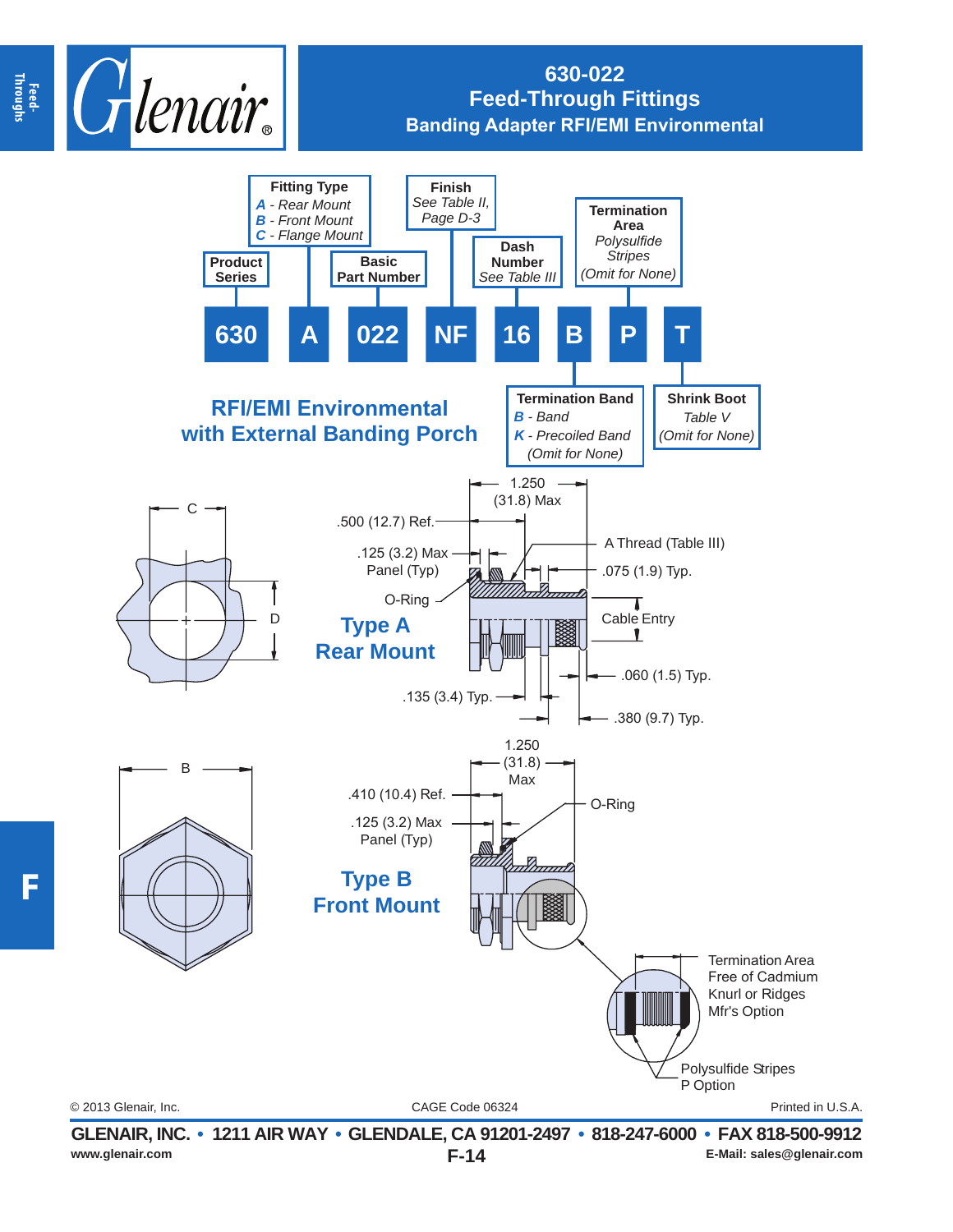# 630-022
## Feed-Through Fittings
### Banding Adapter RFI/EMI Environmental

**Part number breakdown:** 630 A 022 NF 16 B P T

- **Product Series** — 630
- **Fitting Type** — A
  - *A* - Rear Mount
  - *B* - Front Mount
  - *C* - Flange Mount
- **Basic Part Number** — 022
- **Finish** — NF (*See Table II, Page D-3*)
- **Dash Number** — 16 (*See Table III*)
- **Termination Band** — B
  - *B* - Band
  - *K* - Precoiled Band
  - *(Omit for None)*
- **Termination Area** — P
  - *Polysulfide Stripes*
  - *(Omit for None)*
- **Shrink Boot** — T
  - *Table V*
  - *(Omit for None)*

## RFI/EMI Environmental with External Banding Porch

### Type A Rear Mount

- C
- D
- 1.250 (31.8) Max
- .500 (12.7) Ref.
- .125 (3.2) Max Panel (Typ)
- O-Ring
- A Thread (Table III)
- .075 (1.9) Typ.
- Cable Entry
- .060 (1.5) Typ.
- .135 (3.4) Typ.
- .380 (9.7) Typ.

### Type B Front Mount

- B
- 1.250 (31.8) Max
- .410 (10.4) Ref.
- .125 (3.2) Max Panel (Typ)
- O-Ring
- Termination Area Free of Cadmium Knurl or Ridges Mfr's Option
- Polysulfide Stripes P Option

© 2013 Glenair, Inc. CAGE Code 06324 Printed in U.S.A.

**GLENAIR, INC. • 1211 AIR WAY • GLENDALE, CA 91201-2497 • 818-247-6000 • FAX 818-500-9912**

www.glenair.com E-Mail: sales@glenair.com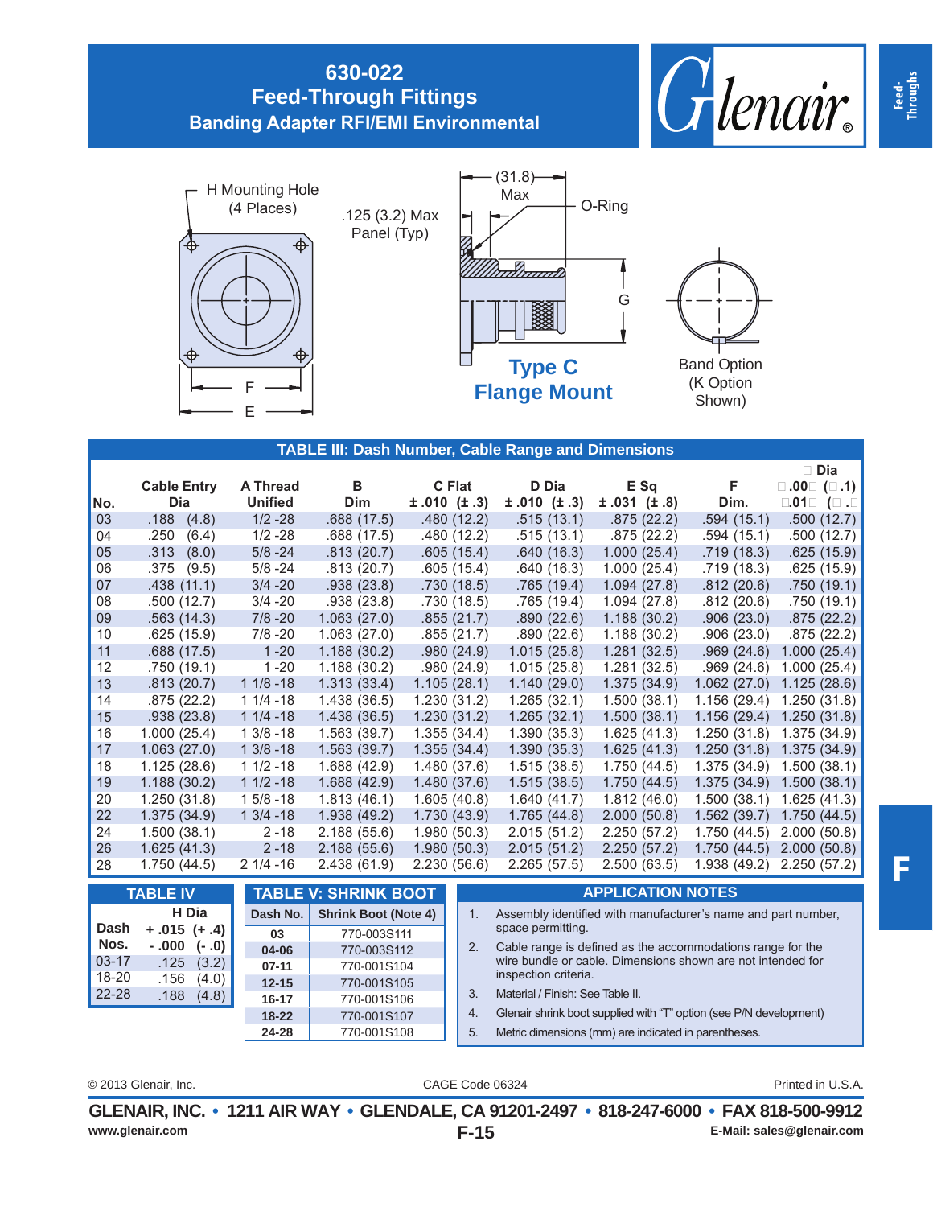# 630-022
## Feed-Through Fittings
### Banding Adapter RFI/EMI Environmental

H Mounting Hole (4 Places)

F

E

.125 (3.2) Max Panel (Typ)

(31.8) Max

O-Ring

G

**Type C Flange Mount**

Band Option (K Option Shown)

**TABLE III: Dash Number, Cable Range and Dimensions**

| No. | Cable Entry Dia | A Thread Unified | B Dim | C Flat ± .010 (± .3) | D Dia ± .010 (± .3) | E Sq ± .031 (± .8) | F Dim. | G Dia ±.005 (±.1) ±.010 (±.3) |
|---|---|---|---|---|---|---|---|---|
| 03 | .188 (4.8) | 1/2 -28 | .688 (17.5) | .480 (12.2) | .515 (13.1) | .875 (22.2) | .594 (15.1) | .500 (12.7) |
| 04 | .250 (6.4) | 1/2 -28 | .688 (17.5) | .480 (12.2) | .515 (13.1) | .875 (22.2) | .594 (15.1) | .500 (12.7) |
| 05 | .313 (8.0) | 5/8 -24 | .813 (20.7) | .605 (15.4) | .640 (16.3) | 1.000 (25.4) | .719 (18.3) | .625 (15.9) |
| 06 | .375 (9.5) | 5/8 -24 | .813 (20.7) | .605 (15.4) | .640 (16.3) | 1.000 (25.4) | .719 (18.3) | .625 (15.9) |
| 07 | .438 (11.1) | 3/4 -20 | .938 (23.8) | .730 (18.5) | .765 (19.4) | 1.094 (27.8) | .812 (20.6) | .750 (19.1) |
| 08 | .500 (12.7) | 3/4 -20 | .938 (23.8) | .730 (18.5) | .765 (19.4) | 1.094 (27.8) | .812 (20.6) | .750 (19.1) |
| 09 | .563 (14.3) | 7/8 -20 | 1.063 (27.0) | .855 (21.7) | .890 (22.6) | 1.188 (30.2) | .906 (23.0) | .875 (22.2) |
| 10 | .625 (15.9) | 7/8 -20 | 1.063 (27.0) | .855 (21.7) | .890 (22.6) | 1.188 (30.2) | .906 (23.0) | .875 (22.2) |
| 11 | .688 (17.5) | 1 -20 | 1.188 (30.2) | .980 (24.9) | 1.015 (25.8) | 1.281 (32.5) | .969 (24.6) | 1.000 (25.4) |
| 12 | .750 (19.1) | 1 -20 | 1.188 (30.2) | .980 (24.9) | 1.015 (25.8) | 1.281 (32.5) | .969 (24.6) | 1.000 (25.4) |
| 13 | .813 (20.7) | 1 1/8 -18 | 1.313 (33.4) | 1.105 (28.1) | 1.140 (29.0) | 1.375 (34.9) | 1.062 (27.0) | 1.125 (28.6) |
| 14 | .875 (22.2) | 1 1/4 -18 | 1.438 (36.5) | 1.230 (31.2) | 1.265 (32.1) | 1.500 (38.1) | 1.156 (29.4) | 1.250 (31.8) |
| 15 | .938 (23.8) | 1 1/4 -18 | 1.438 (36.5) | 1.230 (31.2) | 1.265 (32.1) | 1.500 (38.1) | 1.156 (29.4) | 1.250 (31.8) |
| 16 | 1.000 (25.4) | 1 3/8 -18 | 1.563 (39.7) | 1.355 (34.4) | 1.390 (35.3) | 1.625 (41.3) | 1.250 (31.8) | 1.375 (34.9) |
| 17 | 1.063 (27.0) | 1 3/8 -18 | 1.563 (39.7) | 1.355 (34.4) | 1.390 (35.3) | 1.625 (41.3) | 1.250 (31.8) | 1.375 (34.9) |
| 18 | 1.125 (28.6) | 1 1/2 -18 | 1.688 (42.9) | 1.480 (37.6) | 1.515 (38.5) | 1.750 (44.5) | 1.375 (34.9) | 1.500 (38.1) |
| 19 | 1.188 (30.2) | 1 1/2 -18 | 1.688 (42.9) | 1.480 (37.6) | 1.515 (38.5) | 1.750 (44.5) | 1.375 (34.9) | 1.500 (38.1) |
| 20 | 1.250 (31.8) | 1 5/8 -18 | 1.813 (46.1) | 1.605 (40.8) | 1.640 (41.7) | 1.812 (46.0) | 1.500 (38.1) | 1.625 (41.3) |
| 22 | 1.375 (34.9) | 1 3/4 -18 | 1.938 (49.2) | 1.730 (43.9) | 1.765 (44.8) | 2.000 (50.8) | 1.562 (39.7) | 1.750 (44.5) |
| 24 | 1.500 (38.1) | 2 -18 | 2.188 (55.6) | 1.980 (50.3) | 2.015 (51.2) | 2.250 (57.2) | 1.750 (44.5) | 2.000 (50.8) |
| 26 | 1.625 (41.3) | 2 -18 | 2.188 (55.6) | 1.980 (50.3) | 2.015 (51.2) | 2.250 (57.2) | 1.750 (44.5) | 2.000 (50.8) |
| 28 | 1.750 (44.5) | 2 1/4 -16 | 2.438 (61.9) | 2.230 (56.6) | 2.265 (57.5) | 2.500 (63.5) | 1.938 (49.2) | 2.250 (57.2) |

**TABLE IV**

| Dash Nos. | H Dia + .015 (+ .4) - .000 (- .0) |
|---|---|
| 03-17 | .125 (3.2) |
| 18-20 | .156 (4.0) |
| 22-28 | .188 (4.8) |

**TABLE V: SHRINK BOOT**

| Dash No. | Shrink Boot (Note 4) |
|---|---|
| 03 | 770-003S111 |
| 04-06 | 770-003S112 |
| 07-11 | 770-001S104 |
| 12-15 | 770-001S105 |
| 16-17 | 770-001S106 |
| 18-22 | 770-001S107 |
| 24-28 | 770-001S108 |

**APPLICATION NOTES**

1. Assembly identified with manufacturer's name and part number, space permitting.
2. Cable range is defined as the accommodations range for the wire bundle or cable. Dimensions shown are not intended for inspection criteria.
3. Material / Finish: See Table II.
4. Glenair shrink boot supplied with "T" option (see P/N development)
5. Metric dimensions (mm) are indicated in parentheses.

© 2013 Glenair, Inc. CAGE Code 06324 Printed in U.S.A.

**GLENAIR, INC. • 1211 AIR WAY • GLENDALE, CA 91201-2497 • 818-247-6000 • FAX 818-500-9912**

www.glenair.com E-Mail: sales@glenair.com